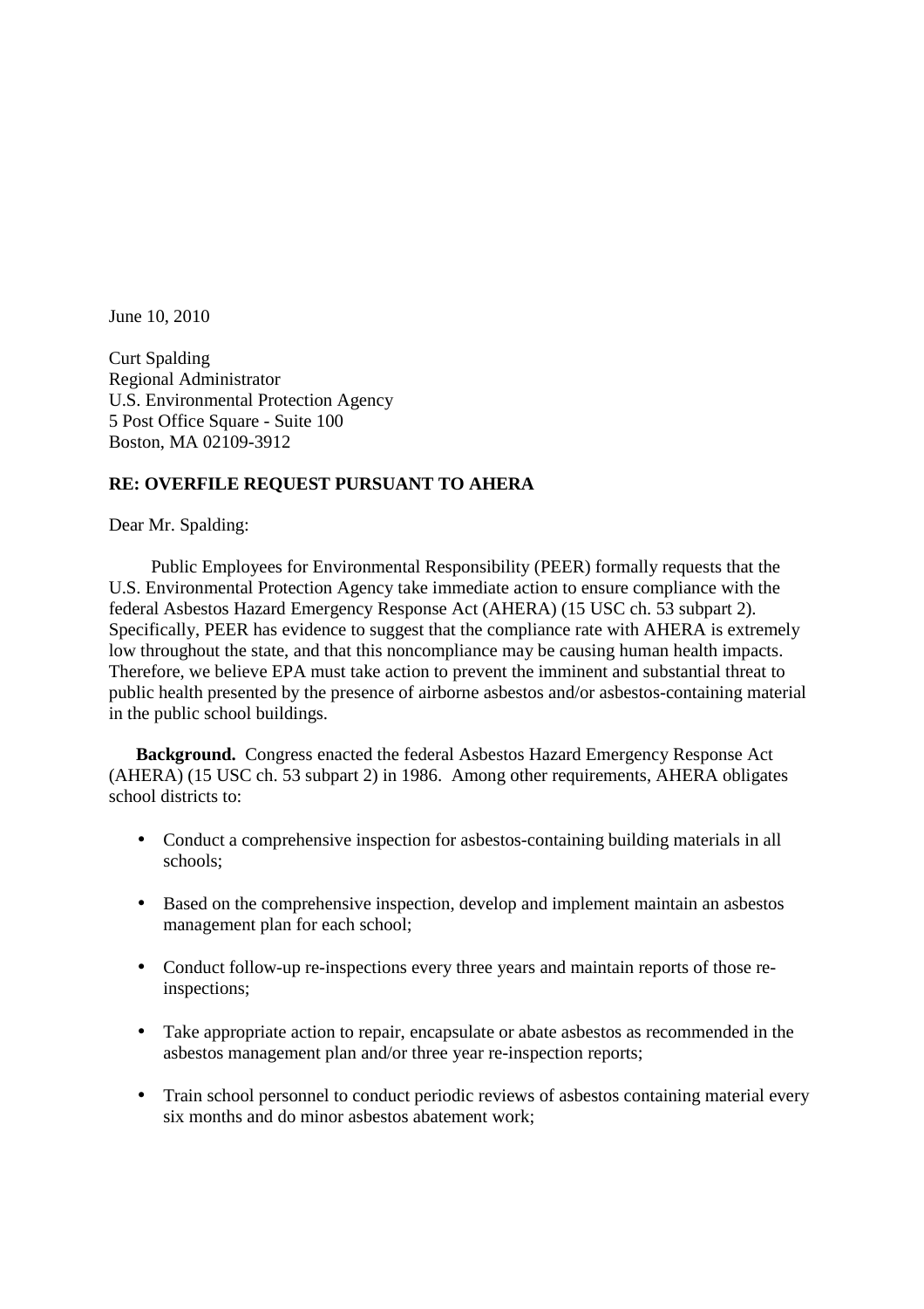June 10, 2010

Curt Spalding
Regional Administrator
U.S. Environmental Protection Agency
5 Post Office Square - Suite 100
Boston, MA 02109-3912

**RE: OVERFILE REQUEST PURSUANT TO AHERA**

Dear Mr. Spalding:

Public Employees for Environmental Responsibility (PEER) formally requests that the U.S. Environmental Protection Agency take immediate action to ensure compliance with the federal Asbestos Hazard Emergency Response Act (AHERA) (15 USC ch. 53 subpart 2). Specifically, PEER has evidence to suggest that the compliance rate with AHERA is extremely low throughout the state, and that this noncompliance may be causing human health impacts. Therefore, we believe EPA must take action to prevent the imminent and substantial threat to public health presented by the presence of airborne asbestos and/or asbestos-containing material in the public school buildings.

**Background.** Congress enacted the federal Asbestos Hazard Emergency Response Act (AHERA) (15 USC ch. 53 subpart 2) in 1986. Among other requirements, AHERA obligates school districts to:

- Conduct a comprehensive inspection for asbestos-containing building materials in all schools;
- Based on the comprehensive inspection, develop and implement maintain an asbestos management plan for each school;
- Conduct follow-up re-inspections every three years and maintain reports of those re-inspections;
- Take appropriate action to repair, encapsulate or abate asbestos as recommended in the asbestos management plan and/or three year re-inspection reports;
- Train school personnel to conduct periodic reviews of asbestos containing material every six months and do minor asbestos abatement work;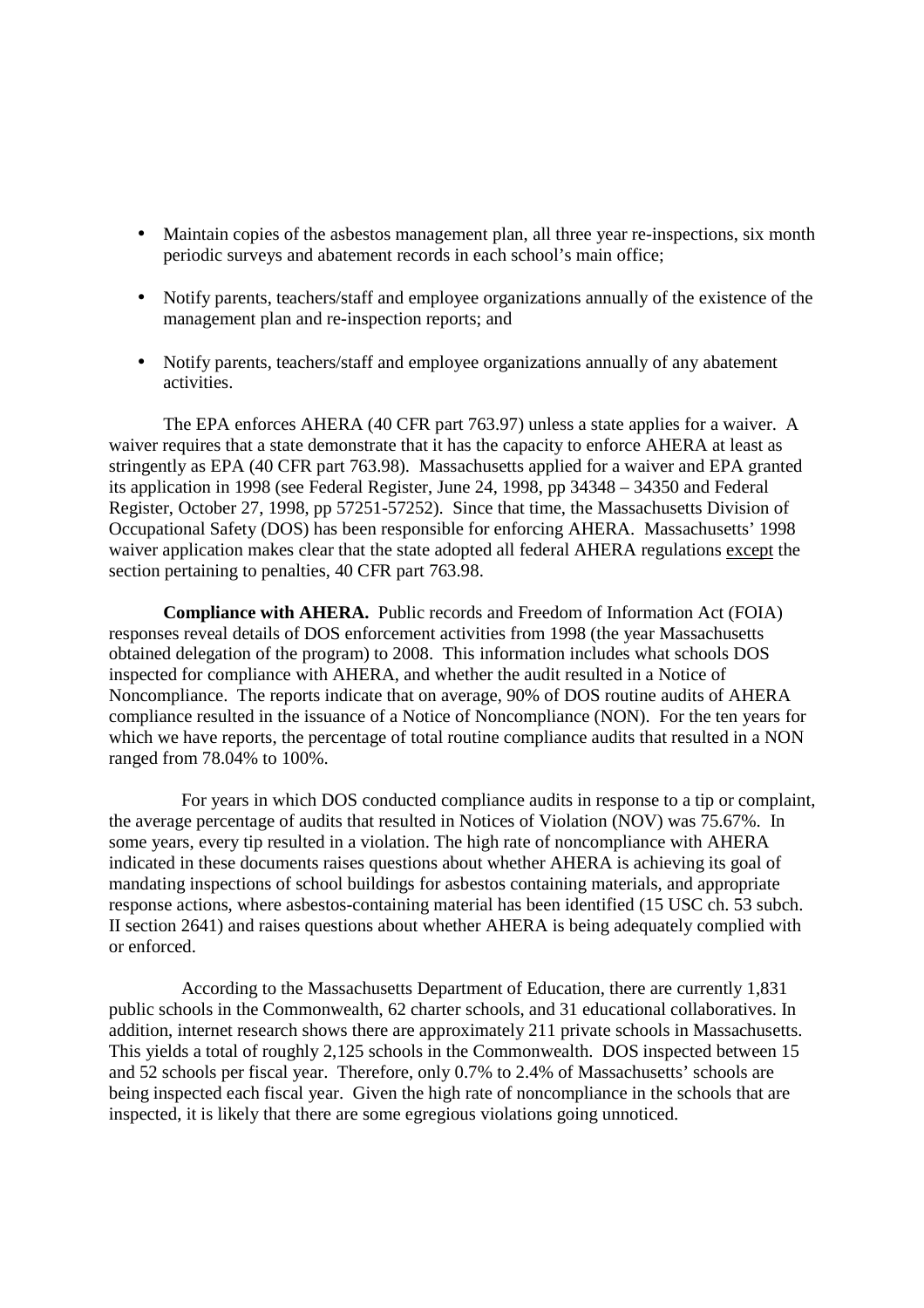- Maintain copies of the asbestos management plan, all three year re-inspections, six month periodic surveys and abatement records in each school's main office;
- Notify parents, teachers/staff and employee organizations annually of the existence of the management plan and re-inspection reports; and
- Notify parents, teachers/staff and employee organizations annually of any abatement activities.

The EPA enforces AHERA (40 CFR part 763.97) unless a state applies for a waiver. A waiver requires that a state demonstrate that it has the capacity to enforce AHERA at least as stringently as EPA (40 CFR part 763.98). Massachusetts applied for a waiver and EPA granted its application in 1998 (see Federal Register, June 24, 1998, pp 34348 – 34350 and Federal Register, October 27, 1998, pp 57251-57252). Since that time, the Massachusetts Division of Occupational Safety (DOS) has been responsible for enforcing AHERA. Massachusetts' 1998 waiver application makes clear that the state adopted all federal AHERA regulations except the section pertaining to penalties, 40 CFR part 763.98.

**Compliance with AHERA.** Public records and Freedom of Information Act (FOIA) responses reveal details of DOS enforcement activities from 1998 (the year Massachusetts obtained delegation of the program) to 2008. This information includes what schools DOS inspected for compliance with AHERA, and whether the audit resulted in a Notice of Noncompliance. The reports indicate that on average, 90% of DOS routine audits of AHERA compliance resulted in the issuance of a Notice of Noncompliance (NON). For the ten years for which we have reports, the percentage of total routine compliance audits that resulted in a NON ranged from 78.04% to 100%.

For years in which DOS conducted compliance audits in response to a tip or complaint, the average percentage of audits that resulted in Notices of Violation (NOV) was 75.67%. In some years, every tip resulted in a violation. The high rate of noncompliance with AHERA indicated in these documents raises questions about whether AHERA is achieving its goal of mandating inspections of school buildings for asbestos containing materials, and appropriate response actions, where asbestos-containing material has been identified (15 USC ch. 53 subch. II section 2641) and raises questions about whether AHERA is being adequately complied with or enforced.

According to the Massachusetts Department of Education, there are currently 1,831 public schools in the Commonwealth, 62 charter schools, and 31 educational collaboratives. In addition, internet research shows there are approximately 211 private schools in Massachusetts. This yields a total of roughly 2,125 schools in the Commonwealth. DOS inspected between 15 and 52 schools per fiscal year. Therefore, only 0.7% to 2.4% of Massachusetts' schools are being inspected each fiscal year. Given the high rate of noncompliance in the schools that are inspected, it is likely that there are some egregious violations going unnoticed.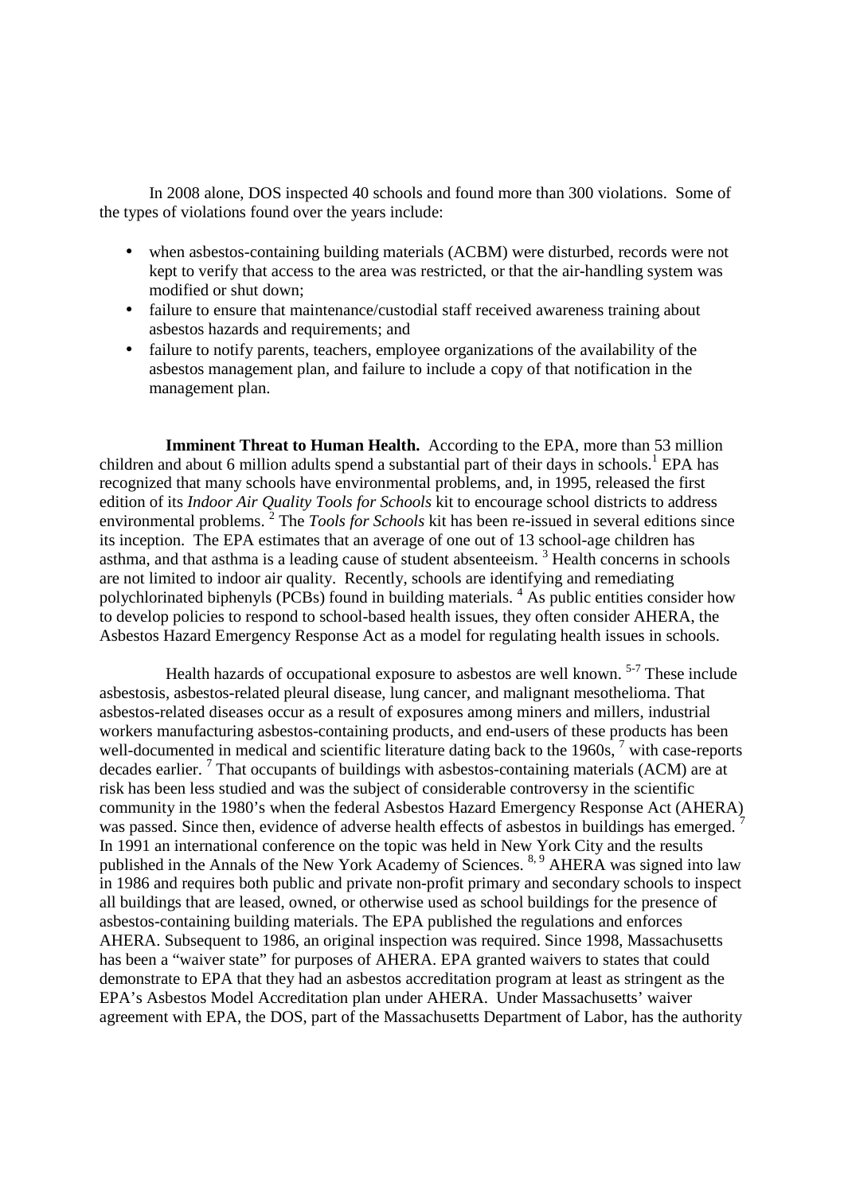In 2008 alone, DOS inspected 40 schools and found more than 300 violations. Some of the types of violations found over the years include:

- when asbestos-containing building materials (ACBM) were disturbed, records were not kept to verify that access to the area was restricted, or that the air-handling system was modified or shut down;
- failure to ensure that maintenance/custodial staff received awareness training about asbestos hazards and requirements; and
- failure to notify parents, teachers, employee organizations of the availability of the asbestos management plan, and failure to include a copy of that notification in the management plan.

**Imminent Threat to Human Health.** According to the EPA, more than 53 million children and about 6 million adults spend a substantial part of their days in schools.[1] EPA has recognized that many schools have environmental problems, and, in 1995, released the first edition of its *Indoor Air Quality Tools for Schools* kit to encourage school districts to address environmental problems. [2] The *Tools for Schools* kit has been re-issued in several editions since its inception. The EPA estimates that an average of one out of 13 school-age children has asthma, and that asthma is a leading cause of student absenteeism. [3] Health concerns in schools are not limited to indoor air quality. Recently, schools are identifying and remediating polychlorinated biphenyls (PCBs) found in building materials. [4] As public entities consider how to develop policies to respond to school-based health issues, they often consider AHERA, the Asbestos Hazard Emergency Response Act as a model for regulating health issues in schools.

Health hazards of occupational exposure to asbestos are well known. [5-7] These include asbestosis, asbestos-related pleural disease, lung cancer, and malignant mesothelioma. That asbestos-related diseases occur as a result of exposures among miners and millers, industrial workers manufacturing asbestos-containing products, and end-users of these products has been well-documented in medical and scientific literature dating back to the 1960s, [7] with case-reports decades earlier. [7] That occupants of buildings with asbestos-containing materials (ACM) are at risk has been less studied and was the subject of considerable controversy in the scientific community in the 1980's when the federal Asbestos Hazard Emergency Response Act (AHERA) was passed. Since then, evidence of adverse health effects of asbestos in buildings has emerged. [7] In 1991 an international conference on the topic was held in New York City and the results published in the Annals of the New York Academy of Sciences. [8, 9] AHERA was signed into law in 1986 and requires both public and private non-profit primary and secondary schools to inspect all buildings that are leased, owned, or otherwise used as school buildings for the presence of asbestos-containing building materials. The EPA published the regulations and enforces AHERA. Subsequent to 1986, an original inspection was required. Since 1998, Massachusetts has been a "waiver state" for purposes of AHERA. EPA granted waivers to states that could demonstrate to EPA that they had an asbestos accreditation program at least as stringent as the EPA's Asbestos Model Accreditation plan under AHERA. Under Massachusetts' waiver agreement with EPA, the DOS, part of the Massachusetts Department of Labor, has the authority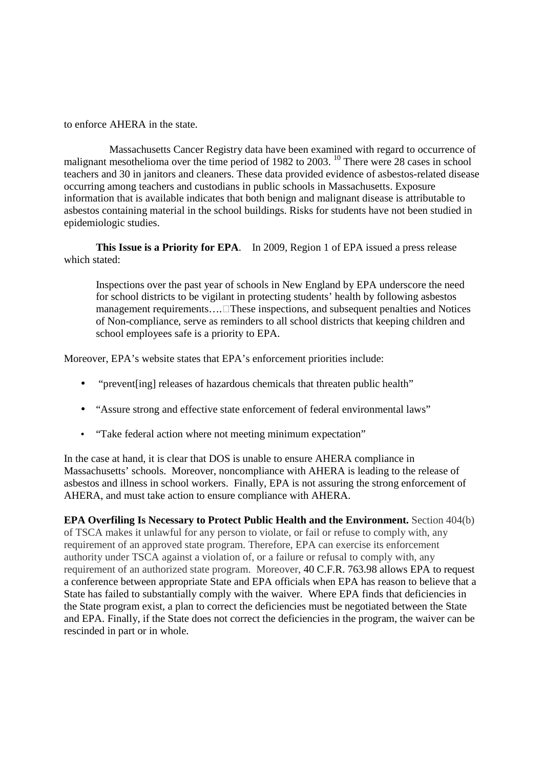to enforce AHERA in the state.

Massachusetts Cancer Registry data have been examined with regard to occurrence of malignant mesothelioma over the time period of 1982 to 2003. [10] There were 28 cases in school teachers and 30 in janitors and cleaners. These data provided evidence of asbestos-related disease occurring among teachers and custodians in public schools in Massachusetts. Exposure information that is available indicates that both benign and malignant disease is attributable to asbestos containing material in the school buildings. Risks for students have not been studied in epidemiologic studies.

**This Issue is a Priority for EPA**. In 2009, Region 1 of EPA issued a press release which stated:

> Inspections over the past year of schools in New England by EPA underscore the need for school districts to be vigilant in protecting students' health by following asbestos management requirements…. These inspections, and subsequent penalties and Notices of Non-compliance, serve as reminders to all school districts that keeping children and school employees safe is a priority to EPA.

Moreover, EPA's website states that EPA's enforcement priorities include:

- "prevent[ing] releases of hazardous chemicals that threaten public health"
- "Assure strong and effective state enforcement of federal environmental laws"
- "Take federal action where not meeting minimum expectation"

In the case at hand, it is clear that DOS is unable to ensure AHERA compliance in Massachusetts' schools. Moreover, noncompliance with AHERA is leading to the release of asbestos and illness in school workers. Finally, EPA is not assuring the strong enforcement of AHERA, and must take action to ensure compliance with AHERA.

**EPA Overfiling Is Necessary to Protect Public Health and the Environment.** Section 404(b) of TSCA makes it unlawful for any person to violate, or fail or refuse to comply with, any requirement of an approved state program. Therefore, EPA can exercise its enforcement authority under TSCA against a violation of, or a failure or refusal to comply with, any requirement of an authorized state program. Moreover, 40 C.F.R. 763.98 allows EPA to request a conference between appropriate State and EPA officials when EPA has reason to believe that a State has failed to substantially comply with the waiver. Where EPA finds that deficiencies in the State program exist, a plan to correct the deficiencies must be negotiated between the State and EPA. Finally, if the State does not correct the deficiencies in the program, the waiver can be rescinded in part or in whole.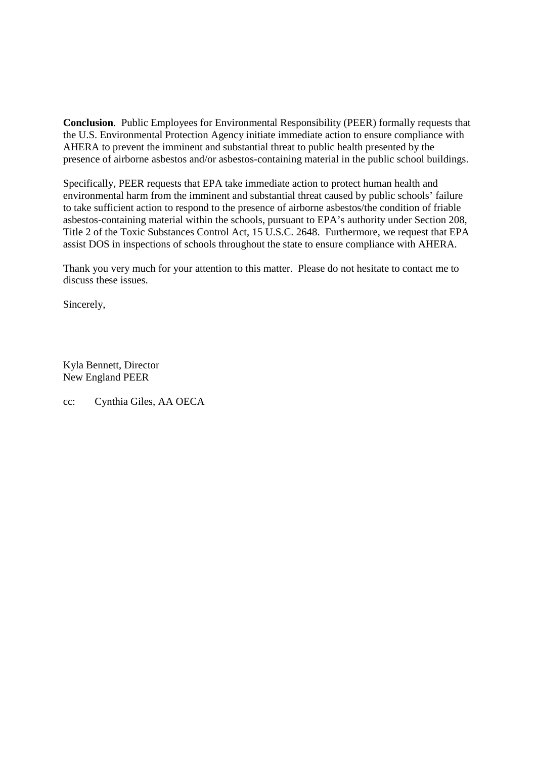**Conclusion**. Public Employees for Environmental Responsibility (PEER) formally requests that the U.S. Environmental Protection Agency initiate immediate action to ensure compliance with AHERA to prevent the imminent and substantial threat to public health presented by the presence of airborne asbestos and/or asbestos-containing material in the public school buildings.

Specifically, PEER requests that EPA take immediate action to protect human health and environmental harm from the imminent and substantial threat caused by public schools' failure to take sufficient action to respond to the presence of airborne asbestos/the condition of friable asbestos-containing material within the schools, pursuant to EPA's authority under Section 208, Title 2 of the Toxic Substances Control Act, 15 U.S.C. 2648. Furthermore, we request that EPA assist DOS in inspections of schools throughout the state to ensure compliance with AHERA.

Thank you very much for your attention to this matter. Please do not hesitate to contact me to discuss these issues.

Sincerely,

Kyla Bennett, Director
New England PEER

cc: Cynthia Giles, AA OECA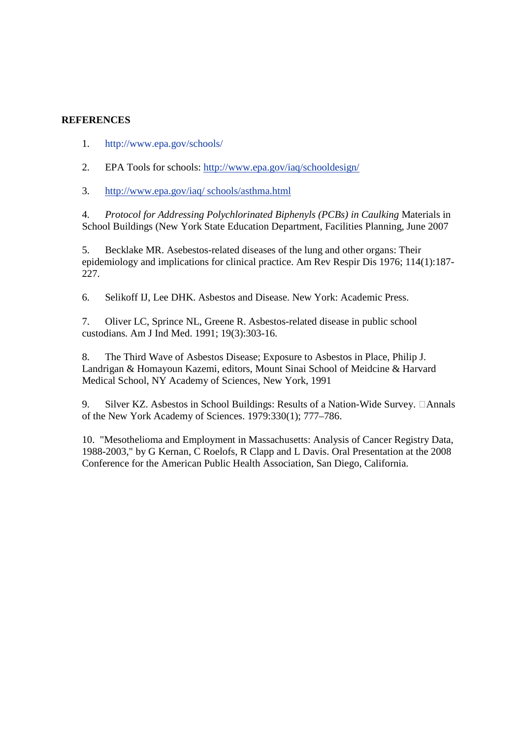**REFERENCES**

1. http://www.epa.gov/schools/

2. EPA Tools for schools: http://www.epa.gov/iaq/schooldesign/

3. http://www.epa.gov/iaq/ schools/asthma.html

4. *Protocol for Addressing Polychlorinated Biphenyls (PCBs) in Caulking* Materials in School Buildings (New York State Education Department, Facilities Planning, June 2007

5. Becklake MR. Asebestos-related diseases of the lung and other organs: Their epidemiology and implications for clinical practice. Am Rev Respir Dis 1976; 114(1):187-227.

6. Selikoff IJ, Lee DHK. Asbestos and Disease. New York: Academic Press.

7. Oliver LC, Sprince NL, Greene R. Asbestos-related disease in public school custodians. Am J Ind Med. 1991; 19(3):303-16.

8. The Third Wave of Asbestos Disease; Exposure to Asbestos in Place, Philip J. Landrigan & Homayoun Kazemi, editors, Mount Sinai School of Meidcine & Harvard Medical School, NY Academy of Sciences, New York, 1991

9. Silver KZ. Asbestos in School Buildings: Results of a Nation-Wide Survey. Annals of the New York Academy of Sciences. 1979:330(1); 777–786.

10. "Mesothelioma and Employment in Massachusetts: Analysis of Cancer Registry Data, 1988-2003," by G Kernan, C Roelofs, R Clapp and L Davis. Oral Presentation at the 2008 Conference for the American Public Health Association, San Diego, California.